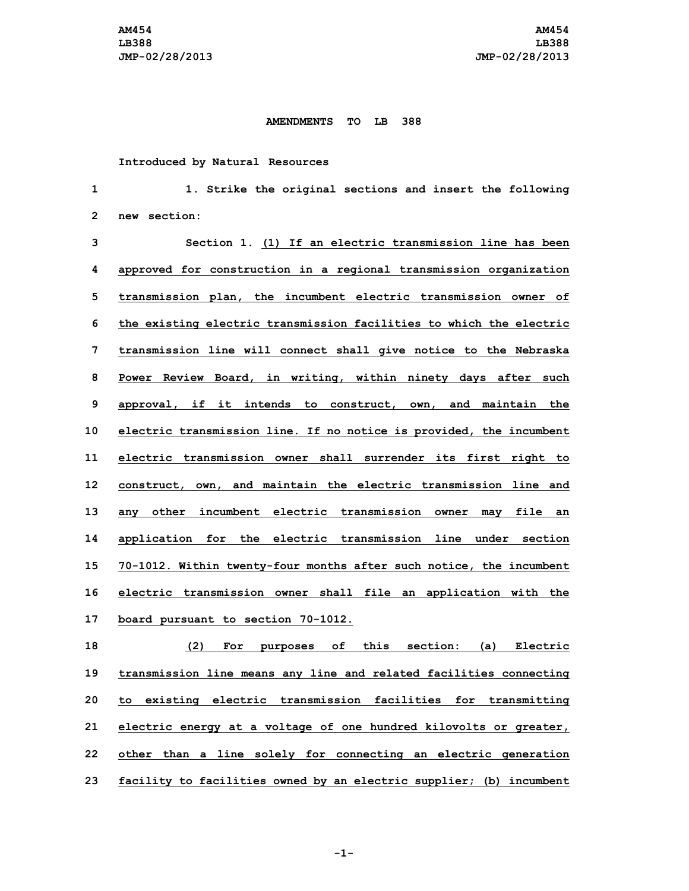AM454
LB388
JMP-02/28/2013

**AMENDMENTS TO LB 388**

Introduced by Natural Resources

1. Strike the original sections and insert the following new section:

Section 1. (1) If an electric transmission line has been approved for construction in a regional transmission organization transmission plan, the incumbent electric transmission owner of the existing electric transmission facilities to which the electric transmission line will connect shall give notice to the Nebraska Power Review Board, in writing, within ninety days after such approval, if it intends to construct, own, and maintain the electric transmission line. If no notice is provided, the incumbent electric transmission owner shall surrender its first right to construct, own, and maintain the electric transmission line and any other incumbent electric transmission owner may file an application for the electric transmission line under section 70-1012. Within twenty-four months after such notice, the incumbent electric transmission owner shall file an application with the board pursuant to section 70-1012.

(2) For purposes of this section: (a) Electric transmission line means any line and related facilities connecting to existing electric transmission facilities for transmitting electric energy at a voltage of one hundred kilovolts or greater, other than a line solely for connecting an electric generation facility to facilities owned by an electric supplier; (b) incumbent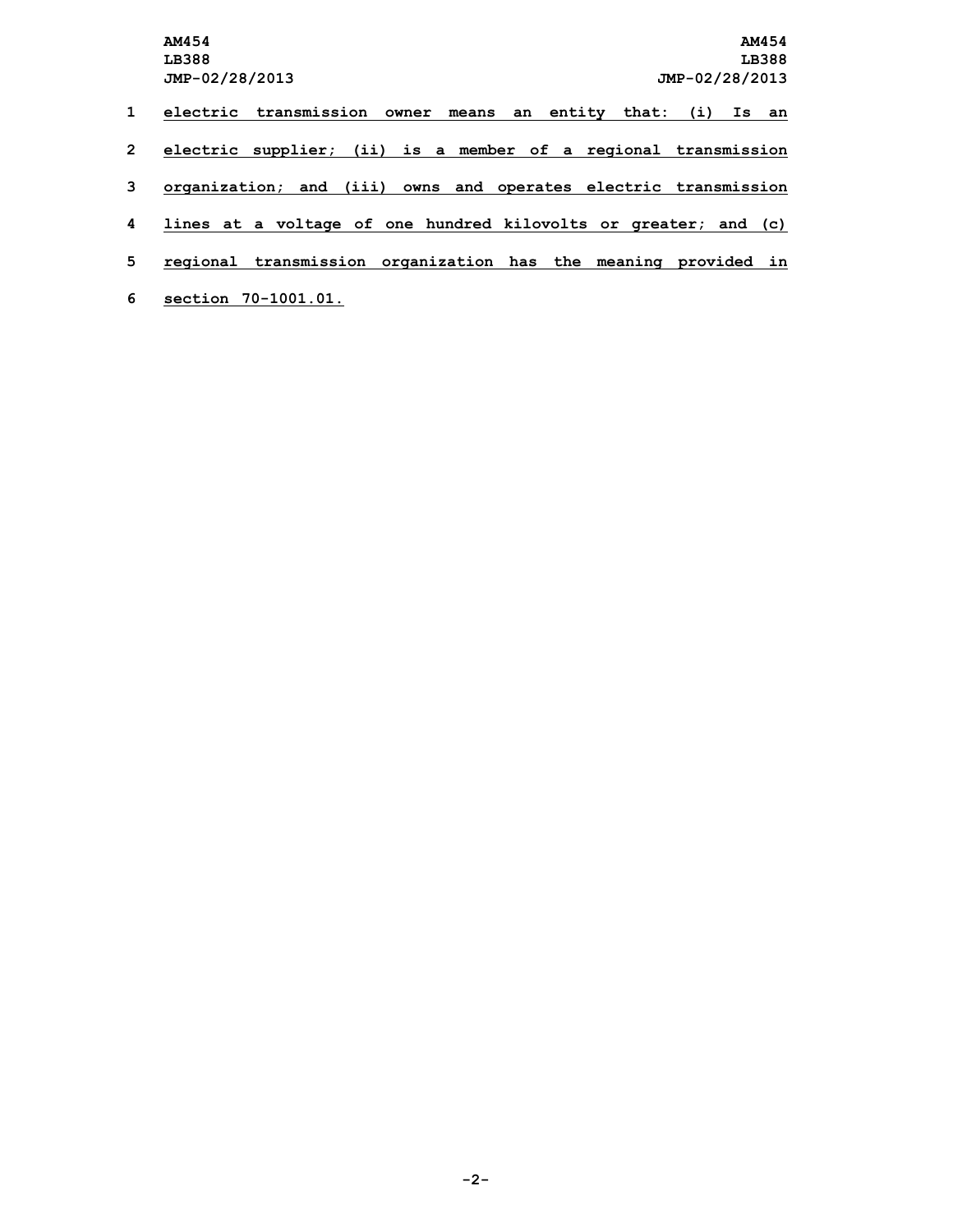electric transmission owner means an entity that: (i) Is an electric supplier; (ii) is a member of a regional transmission organization; and (iii) owns and operates electric transmission lines at a voltage of one hundred kilovolts or greater; and (c) regional transmission organization has the meaning provided in section 70-1001.01.